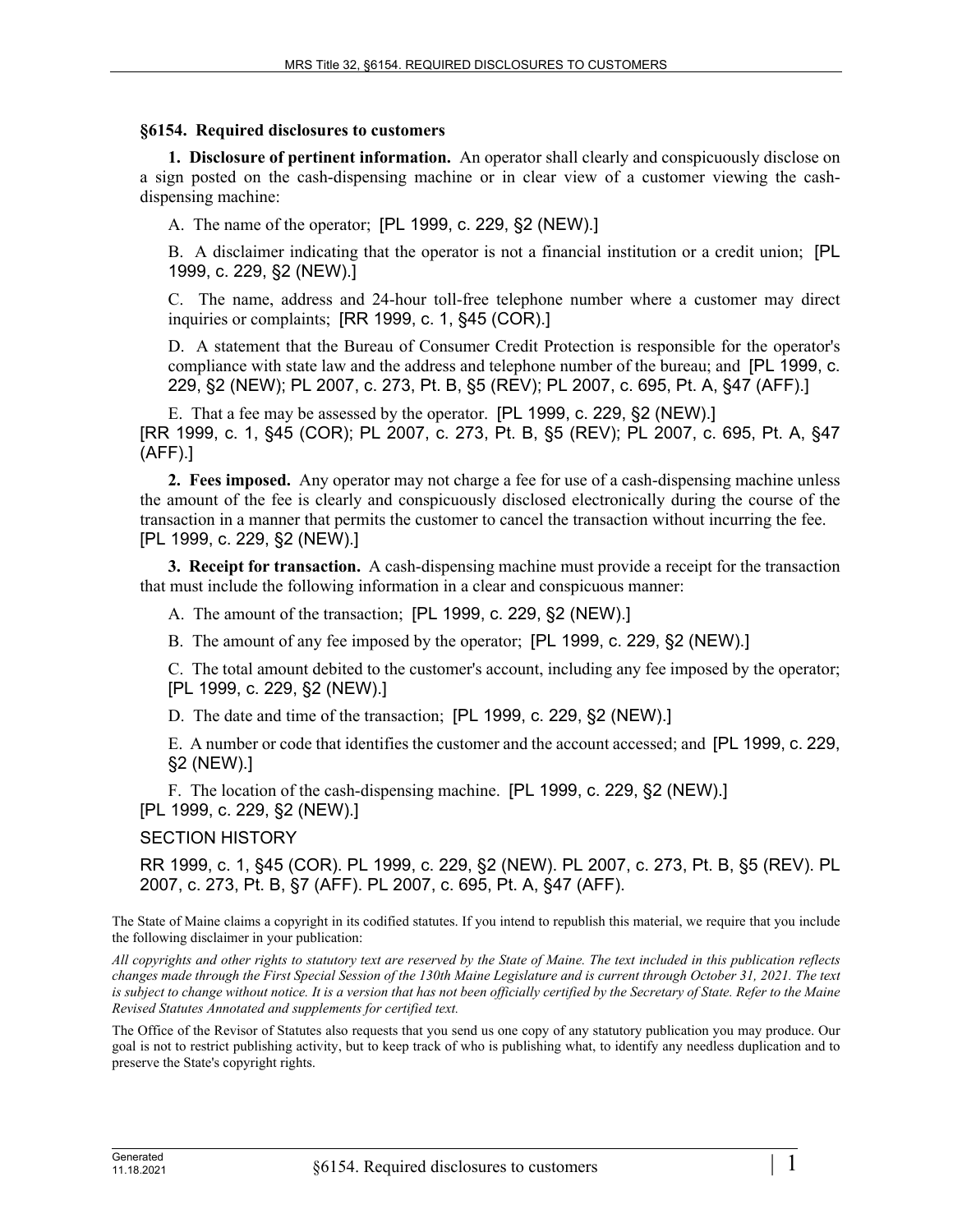## §6154. Required disclosures to customers

**1. Disclosure of pertinent information.** An operator shall clearly and conspicuously disclose on a sign posted on the cash-dispensing machine or in clear view of a customer viewing the cash-dispensing machine:

A. The name of the operator; [PL 1999, c. 229, §2 (NEW).]

B. A disclaimer indicating that the operator is not a financial institution or a credit union; [PL 1999, c. 229, §2 (NEW).]

C. The name, address and 24-hour toll-free telephone number where a customer may direct inquiries or complaints; [RR 1999, c. 1, §45 (COR).]

D. A statement that the Bureau of Consumer Credit Protection is responsible for the operator's compliance with state law and the address and telephone number of the bureau; and [PL 1999, c. 229, §2 (NEW); PL 2007, c. 273, Pt. B, §5 (REV); PL 2007, c. 695, Pt. A, §47 (AFF).]

E. That a fee may be assessed by the operator. [PL 1999, c. 229, §2 (NEW).]

[RR 1999, c. 1, §45 (COR); PL 2007, c. 273, Pt. B, §5 (REV); PL 2007, c. 695, Pt. A, §47 (AFF).]

**2. Fees imposed.** Any operator may not charge a fee for use of a cash-dispensing machine unless the amount of the fee is clearly and conspicuously disclosed electronically during the course of the transaction in a manner that permits the customer to cancel the transaction without incurring the fee.
[PL 1999, c. 229, §2 (NEW).]

**3. Receipt for transaction.** A cash-dispensing machine must provide a receipt for the transaction that must include the following information in a clear and conspicuous manner:

A. The amount of the transaction; [PL 1999, c. 229, §2 (NEW).]

B. The amount of any fee imposed by the operator; [PL 1999, c. 229, §2 (NEW).]

C. The total amount debited to the customer's account, including any fee imposed by the operator; [PL 1999, c. 229, §2 (NEW).]

D. The date and time of the transaction; [PL 1999, c. 229, §2 (NEW).]

E. A number or code that identifies the customer and the account accessed; and [PL 1999, c. 229, §2 (NEW).]

F. The location of the cash-dispensing machine. [PL 1999, c. 229, §2 (NEW).]

[PL 1999, c. 229, §2 (NEW).]

SECTION HISTORY

RR 1999, c. 1, §45 (COR). PL 1999, c. 229, §2 (NEW). PL 2007, c. 273, Pt. B, §5 (REV). PL 2007, c. 273, Pt. B, §7 (AFF). PL 2007, c. 695, Pt. A, §47 (AFF).

The State of Maine claims a copyright in its codified statutes. If you intend to republish this material, we require that you include the following disclaimer in your publication:

*All copyrights and other rights to statutory text are reserved by the State of Maine. The text included in this publication reflects changes made through the First Special Session of the 130th Maine Legislature and is current through October 31, 2021. The text is subject to change without notice. It is a version that has not been officially certified by the Secretary of State. Refer to the Maine Revised Statutes Annotated and supplements for certified text.*

The Office of the Revisor of Statutes also requests that you send us one copy of any statutory publication you may produce. Our goal is not to restrict publishing activity, but to keep track of who is publishing what, to identify any needless duplication and to preserve the State's copyright rights.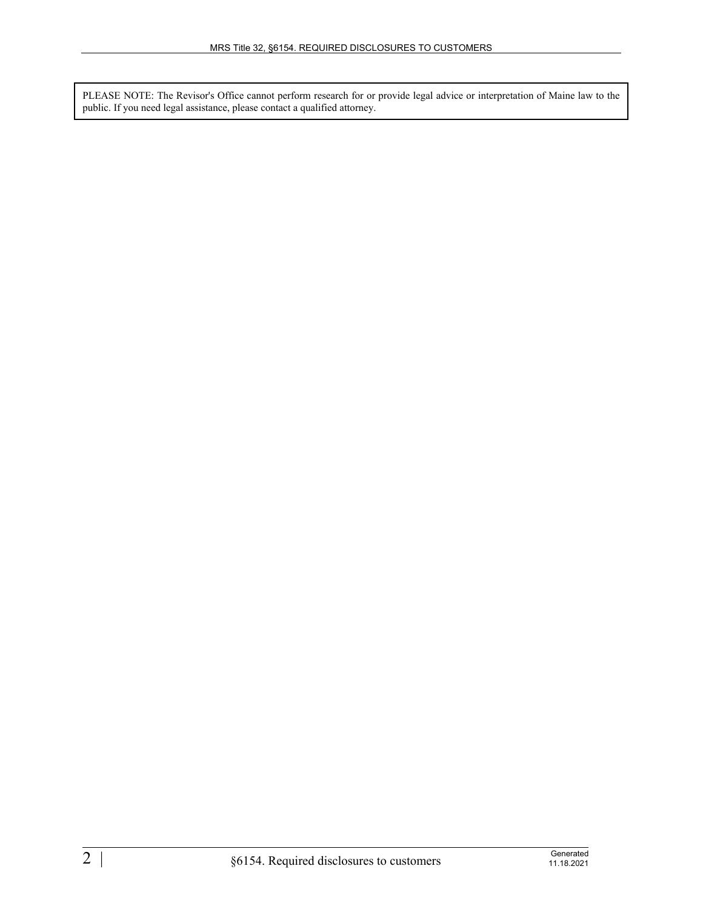PLEASE NOTE: The Revisor's Office cannot perform research for or provide legal advice or interpretation of Maine law to the public. If you need legal assistance, please contact a qualified attorney.